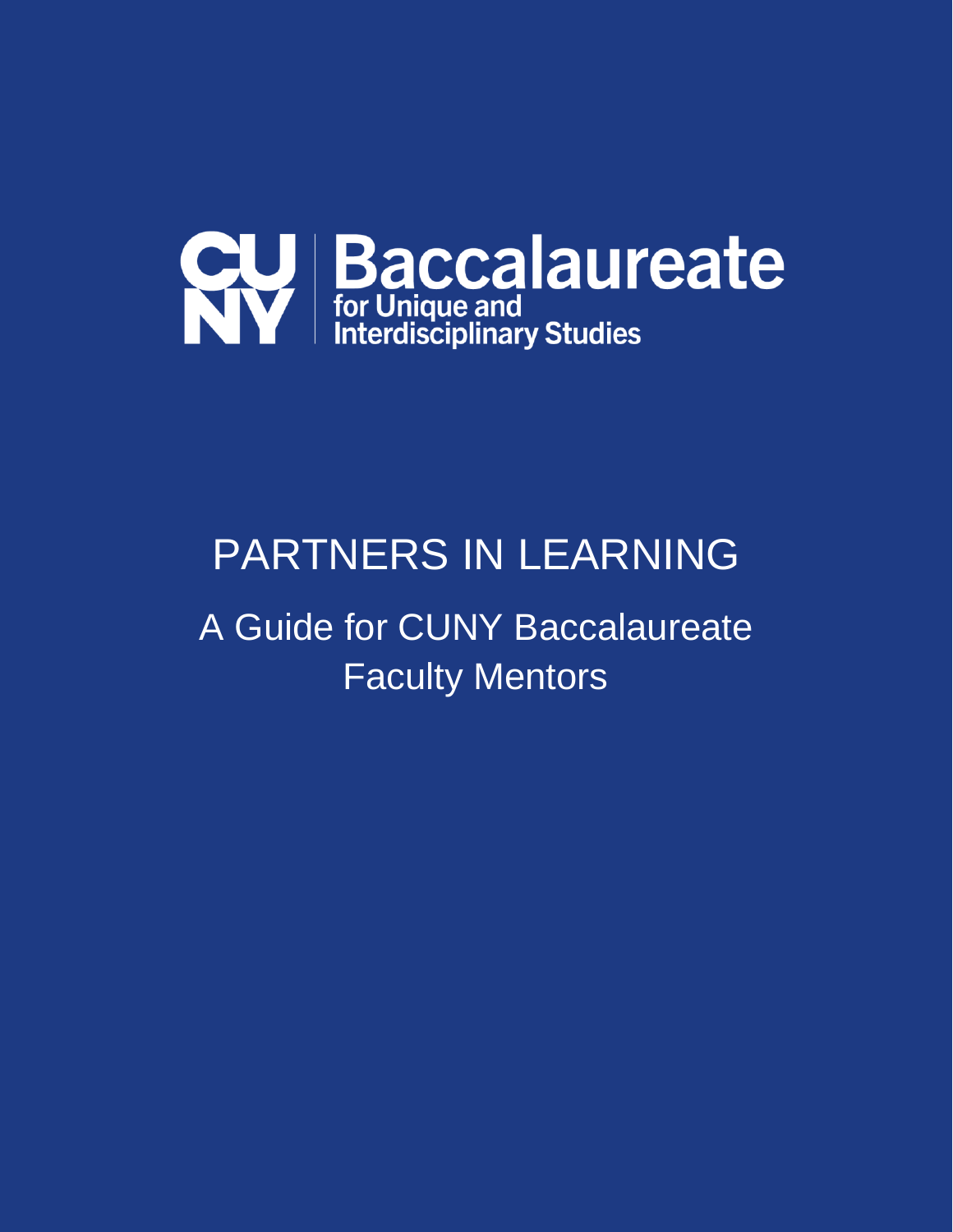CUNY Baccalaureate for Unique and Interdisciplinary Studies

# PARTNERS IN LEARNING

## A Guide for CUNY Baccalaureate Faculty Mentors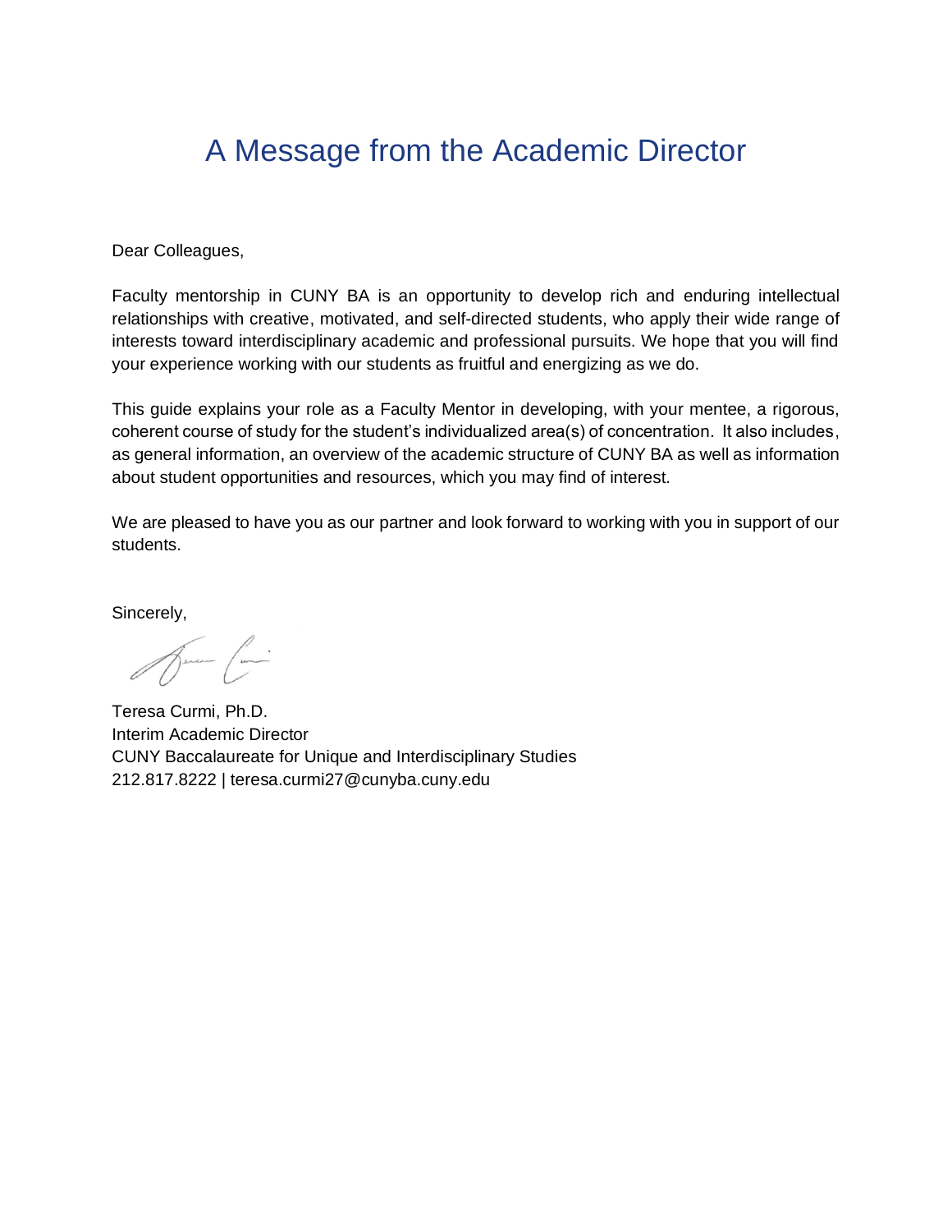# A Message from the Academic Director

Dear Colleagues,

Faculty mentorship in CUNY BA is an opportunity to develop rich and enduring intellectual relationships with creative, motivated, and self-directed students, who apply their wide range of interests toward interdisciplinary academic and professional pursuits. We hope that you will find your experience working with our students as fruitful and energizing as we do.

This guide explains your role as a Faculty Mentor in developing, with your mentee, a rigorous, coherent course of study for the student's individualized area(s) of concentration. It also includes, as general information, an overview of the academic structure of CUNY BA as well as information about student opportunities and resources, which you may find of interest.

We are pleased to have you as our partner and look forward to working with you in support of our students.

Sincerely,

Teresa Curmi, Ph.D.
Interim Academic Director
CUNY Baccalaureate for Unique and Interdisciplinary Studies
212.817.8222 | teresa.curmi27@cunyba.cuny.edu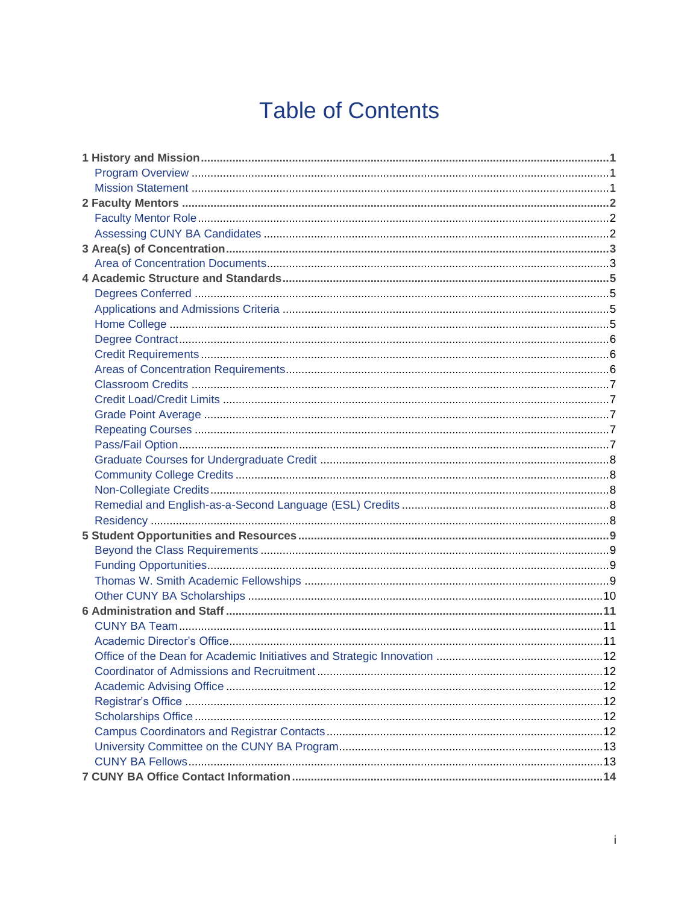# Table of Contents

**1 History and Mission** ..... **1**
- Program Overview ..... 1
- Mission Statement ..... 1

**2 Faculty Mentors** ..... **2**
- Faculty Mentor Role ..... 2
- Assessing CUNY BA Candidates ..... 2

**3 Area(s) of Concentration** ..... **3**
- Area of Concentration Documents ..... 3

**4 Academic Structure and Standards** ..... **5**
- Degrees Conferred ..... 5
- Applications and Admissions Criteria ..... 5
- Home College ..... 5
- Degree Contract ..... 6
- Credit Requirements ..... 6
- Areas of Concentration Requirements ..... 6
- Classroom Credits ..... 7
- Credit Load/Credit Limits ..... 7
- Grade Point Average ..... 7
- Repeating Courses ..... 7
- Pass/Fail Option ..... 7
- Graduate Courses for Undergraduate Credit ..... 8
- Community College Credits ..... 8
- Non-Collegiate Credits ..... 8
- Remedial and English-as-a-Second Language (ESL) Credits ..... 8
- Residency ..... 8

**5 Student Opportunities and Resources** ..... **9**
- Beyond the Class Requirements ..... 9
- Funding Opportunities ..... 9
- Thomas W. Smith Academic Fellowships ..... 9
- Other CUNY BA Scholarships ..... 10

**6 Administration and Staff** ..... **11**
- CUNY BA Team ..... 11
- Academic Director's Office ..... 11
- Office of the Dean for Academic Initiatives and Strategic Innovation ..... 12
- Coordinator of Admissions and Recruitment ..... 12
- Academic Advising Office ..... 12
- Registrar's Office ..... 12
- Scholarships Office ..... 12
- Campus Coordinators and Registrar Contacts ..... 12
- University Committee on the CUNY BA Program ..... 13
- CUNY BA Fellows ..... 13

**7 CUNY BA Office Contact Information** ..... **14**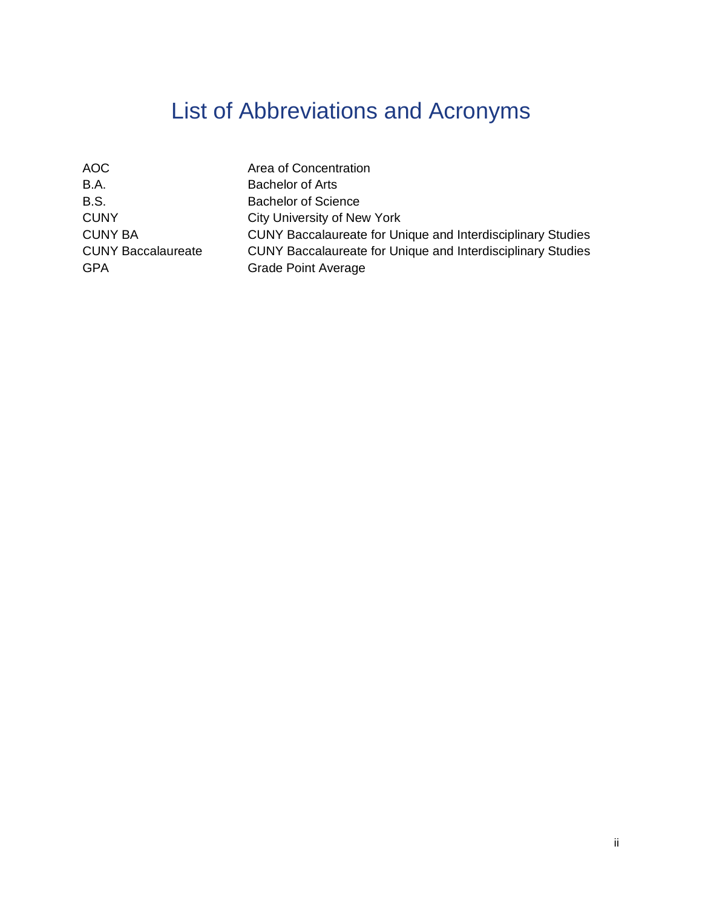# List of Abbreviations and Acronyms

| | |
|---|---|
| AOC | Area of Concentration |
| B.A. | Bachelor of Arts |
| B.S. | Bachelor of Science |
| CUNY | City University of New York |
| CUNY BA | CUNY Baccalaureate for Unique and Interdisciplinary Studies |
| CUNY Baccalaureate | CUNY Baccalaureate for Unique and Interdisciplinary Studies |
| GPA | Grade Point Average |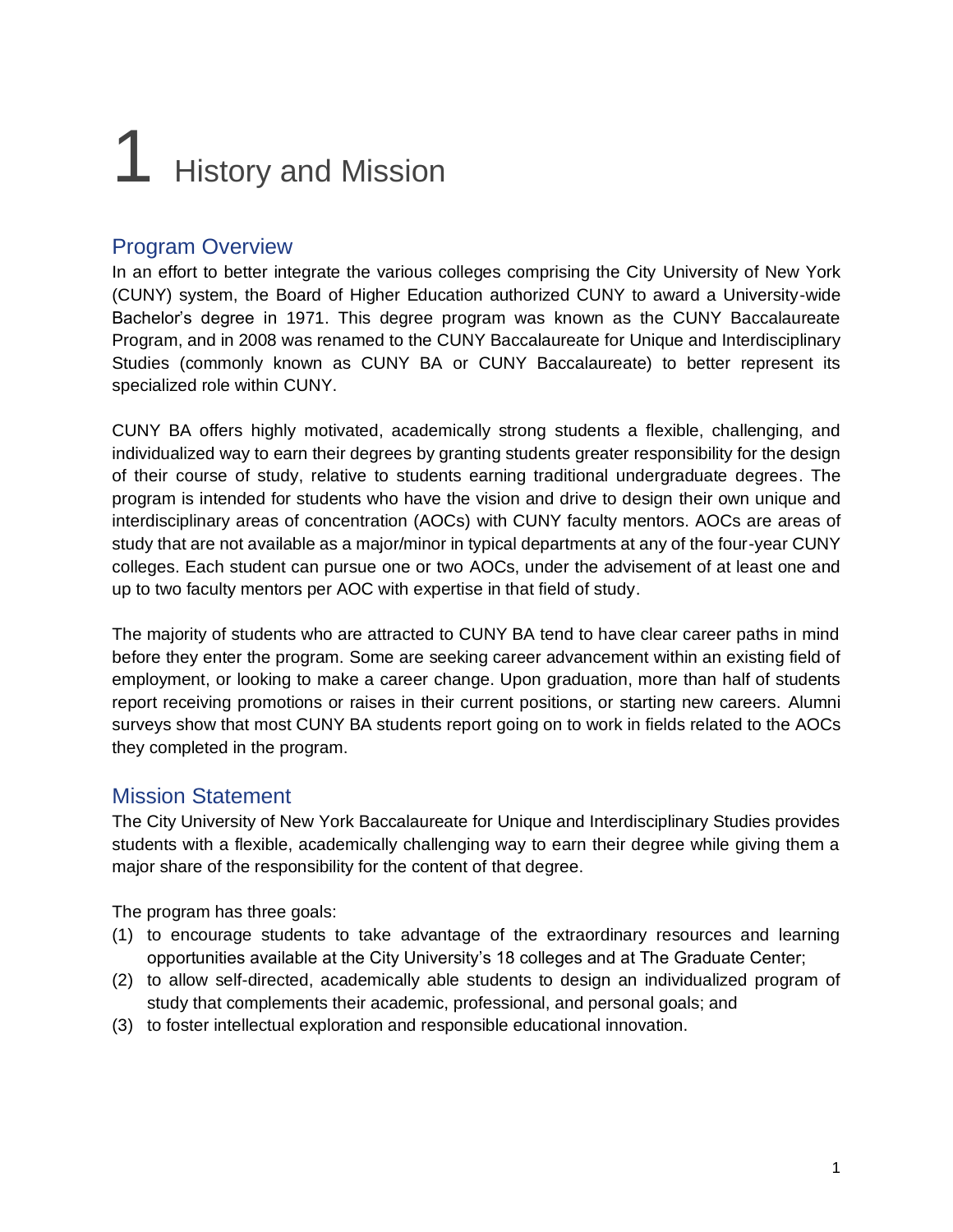# 1 History and Mission

## Program Overview

In an effort to better integrate the various colleges comprising the City University of New York (CUNY) system, the Board of Higher Education authorized CUNY to award a University-wide Bachelor's degree in 1971. This degree program was known as the CUNY Baccalaureate Program, and in 2008 was renamed to the CUNY Baccalaureate for Unique and Interdisciplinary Studies (commonly known as CUNY BA or CUNY Baccalaureate) to better represent its specialized role within CUNY.

CUNY BA offers highly motivated, academically strong students a flexible, challenging, and individualized way to earn their degrees by granting students greater responsibility for the design of their course of study, relative to students earning traditional undergraduate degrees. The program is intended for students who have the vision and drive to design their own unique and interdisciplinary areas of concentration (AOCs) with CUNY faculty mentors. AOCs are areas of study that are not available as a major/minor in typical departments at any of the four-year CUNY colleges. Each student can pursue one or two AOCs, under the advisement of at least one and up to two faculty mentors per AOC with expertise in that field of study.

The majority of students who are attracted to CUNY BA tend to have clear career paths in mind before they enter the program. Some are seeking career advancement within an existing field of employment, or looking to make a career change. Upon graduation, more than half of students report receiving promotions or raises in their current positions, or starting new careers. Alumni surveys show that most CUNY BA students report going on to work in fields related to the AOCs they completed in the program.

## Mission Statement

The City University of New York Baccalaureate for Unique and Interdisciplinary Studies provides students with a flexible, academically challenging way to earn their degree while giving them a major share of the responsibility for the content of that degree.

The program has three goals:

(1) to encourage students to take advantage of the extraordinary resources and learning opportunities available at the City University's 18 colleges and at The Graduate Center;
(2) to allow self-directed, academically able students to design an individualized program of study that complements their academic, professional, and personal goals; and
(3) to foster intellectual exploration and responsible educational innovation.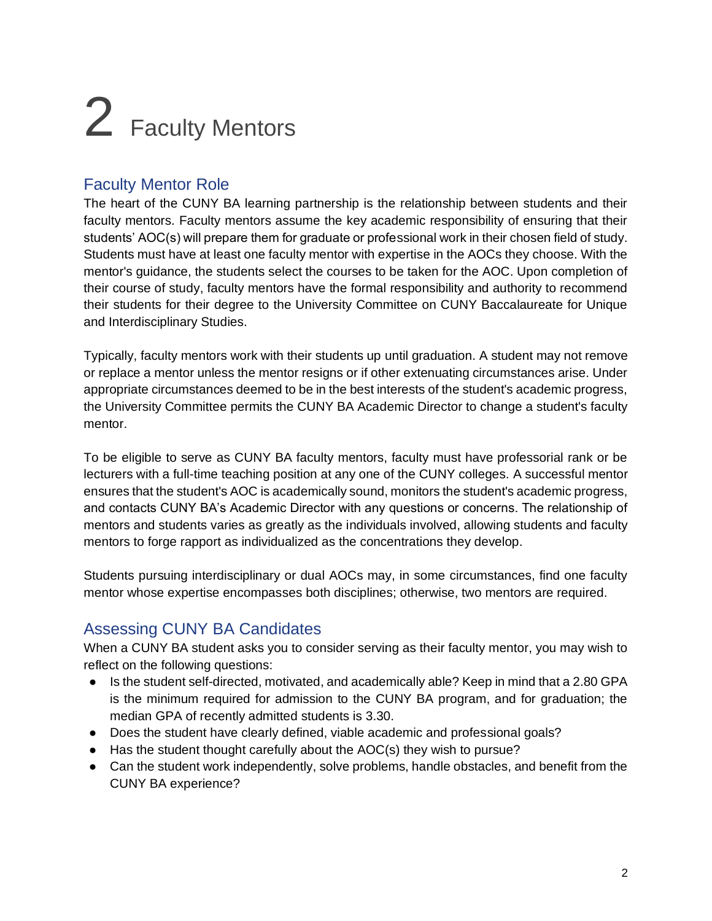# 2 Faculty Mentors

## Faculty Mentor Role

The heart of the CUNY BA learning partnership is the relationship between students and their faculty mentors. Faculty mentors assume the key academic responsibility of ensuring that their students' AOC(s) will prepare them for graduate or professional work in their chosen field of study. Students must have at least one faculty mentor with expertise in the AOCs they choose. With the mentor's guidance, the students select the courses to be taken for the AOC. Upon completion of their course of study, faculty mentors have the formal responsibility and authority to recommend their students for their degree to the University Committee on CUNY Baccalaureate for Unique and Interdisciplinary Studies.

Typically, faculty mentors work with their students up until graduation. A student may not remove or replace a mentor unless the mentor resigns or if other extenuating circumstances arise. Under appropriate circumstances deemed to be in the best interests of the student's academic progress, the University Committee permits the CUNY BA Academic Director to change a student's faculty mentor.

To be eligible to serve as CUNY BA faculty mentors, faculty must have professorial rank or be lecturers with a full-time teaching position at any one of the CUNY colleges. A successful mentor ensures that the student's AOC is academically sound, monitors the student's academic progress, and contacts CUNY BA's Academic Director with any questions or concerns. The relationship of mentors and students varies as greatly as the individuals involved, allowing students and faculty mentors to forge rapport as individualized as the concentrations they develop.

Students pursuing interdisciplinary or dual AOCs may, in some circumstances, find one faculty mentor whose expertise encompasses both disciplines; otherwise, two mentors are required.

## Assessing CUNY BA Candidates

When a CUNY BA student asks you to consider serving as their faculty mentor, you may wish to reflect on the following questions:

- Is the student self-directed, motivated, and academically able? Keep in mind that a 2.80 GPA is the minimum required for admission to the CUNY BA program, and for graduation; the median GPA of recently admitted students is 3.30.
- Does the student have clearly defined, viable academic and professional goals?
- Has the student thought carefully about the AOC(s) they wish to pursue?
- Can the student work independently, solve problems, handle obstacles, and benefit from the CUNY BA experience?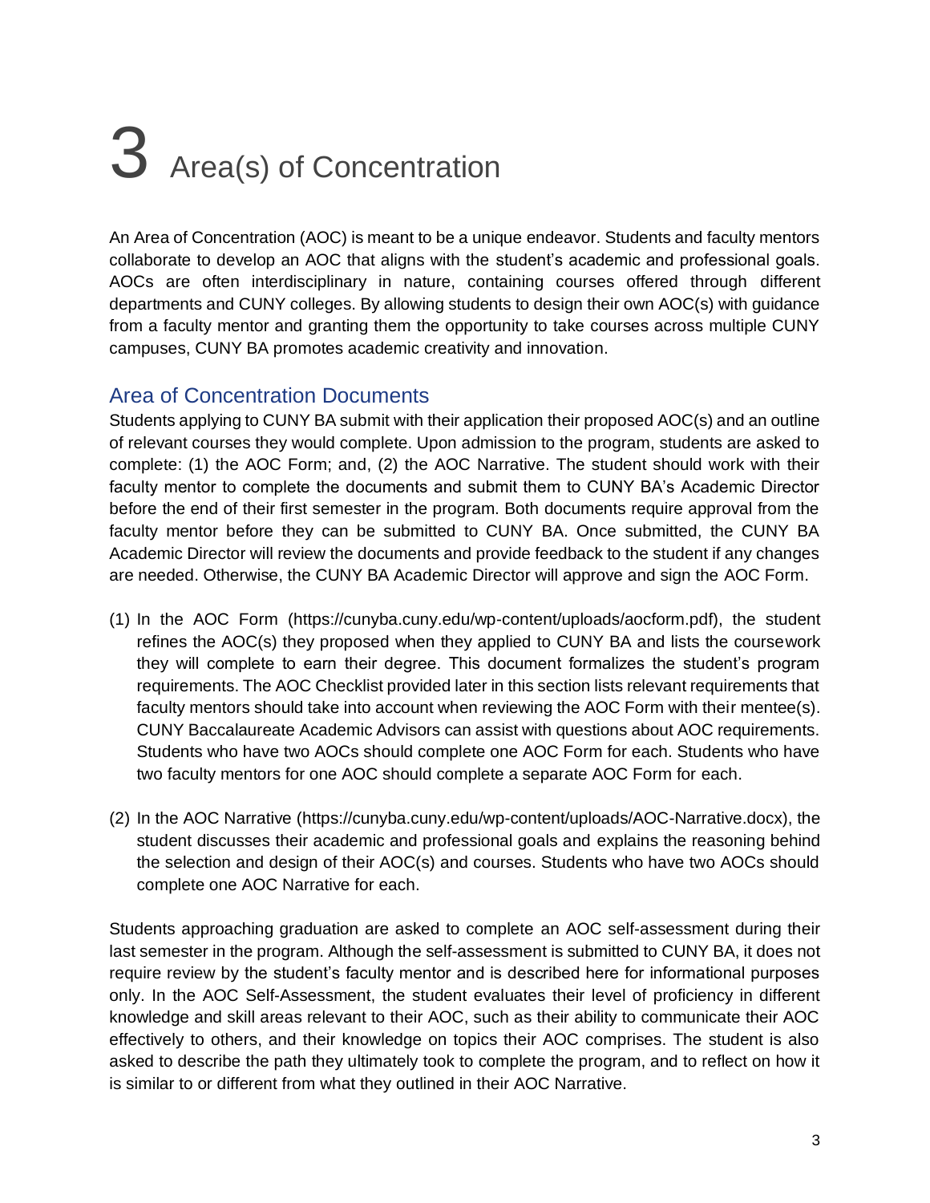# 3 Area(s) of Concentration

An Area of Concentration (AOC) is meant to be a unique endeavor. Students and faculty mentors collaborate to develop an AOC that aligns with the student's academic and professional goals. AOCs are often interdisciplinary in nature, containing courses offered through different departments and CUNY colleges. By allowing students to design their own AOC(s) with guidance from a faculty mentor and granting them the opportunity to take courses across multiple CUNY campuses, CUNY BA promotes academic creativity and innovation.

## Area of Concentration Documents

Students applying to CUNY BA submit with their application their proposed AOC(s) and an outline of relevant courses they would complete. Upon admission to the program, students are asked to complete: (1) the AOC Form; and, (2) the AOC Narrative. The student should work with their faculty mentor to complete the documents and submit them to CUNY BA's Academic Director before the end of their first semester in the program. Both documents require approval from the faculty mentor before they can be submitted to CUNY BA. Once submitted, the CUNY BA Academic Director will review the documents and provide feedback to the student if any changes are needed. Otherwise, the CUNY BA Academic Director will approve and sign the AOC Form.

(1) In the AOC Form (https://cunyba.cuny.edu/wp-content/uploads/aocform.pdf), the student refines the AOC(s) they proposed when they applied to CUNY BA and lists the coursework they will complete to earn their degree. This document formalizes the student's program requirements. The AOC Checklist provided later in this section lists relevant requirements that faculty mentors should take into account when reviewing the AOC Form with their mentee(s). CUNY Baccalaureate Academic Advisors can assist with questions about AOC requirements. Students who have two AOCs should complete one AOC Form for each. Students who have two faculty mentors for one AOC should complete a separate AOC Form for each.

(2) In the AOC Narrative (https://cunyba.cuny.edu/wp-content/uploads/AOC-Narrative.docx), the student discusses their academic and professional goals and explains the reasoning behind the selection and design of their AOC(s) and courses. Students who have two AOCs should complete one AOC Narrative for each.

Students approaching graduation are asked to complete an AOC self-assessment during their last semester in the program. Although the self-assessment is submitted to CUNY BA, it does not require review by the student's faculty mentor and is described here for informational purposes only. In the AOC Self-Assessment, the student evaluates their level of proficiency in different knowledge and skill areas relevant to their AOC, such as their ability to communicate their AOC effectively to others, and their knowledge on topics their AOC comprises. The student is also asked to describe the path they ultimately took to complete the program, and to reflect on how it is similar to or different from what they outlined in their AOC Narrative.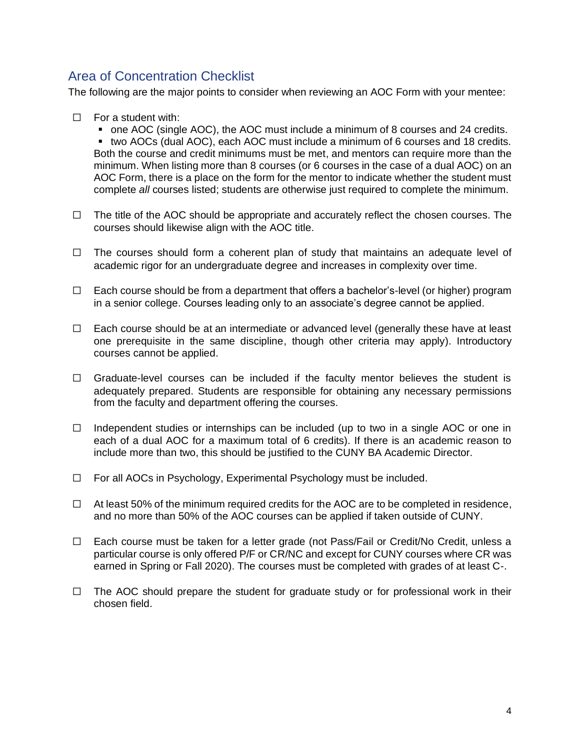## Area of Concentration Checklist

The following are the major points to consider when reviewing an AOC Form with your mentee:

- ☐ For a student with:
  - one AOC (single AOC), the AOC must include a minimum of 8 courses and 24 credits.
  - two AOCs (dual AOC), each AOC must include a minimum of 6 courses and 18 credits.

  Both the course and credit minimums must be met, and mentors can require more than the minimum. When listing more than 8 courses (or 6 courses in the case of a dual AOC) on an AOC Form, there is a place on the form for the mentor to indicate whether the student must complete *all* courses listed; students are otherwise just required to complete the minimum.

- ☐ The title of the AOC should be appropriate and accurately reflect the chosen courses. The courses should likewise align with the AOC title.

- ☐ The courses should form a coherent plan of study that maintains an adequate level of academic rigor for an undergraduate degree and increases in complexity over time.

- ☐ Each course should be from a department that offers a bachelor's-level (or higher) program in a senior college. Courses leading only to an associate's degree cannot be applied.

- ☐ Each course should be at an intermediate or advanced level (generally these have at least one prerequisite in the same discipline, though other criteria may apply). Introductory courses cannot be applied.

- ☐ Graduate-level courses can be included if the faculty mentor believes the student is adequately prepared. Students are responsible for obtaining any necessary permissions from the faculty and department offering the courses.

- ☐ Independent studies or internships can be included (up to two in a single AOC or one in each of a dual AOC for a maximum total of 6 credits). If there is an academic reason to include more than two, this should be justified to the CUNY BA Academic Director.

- ☐ For all AOCs in Psychology, Experimental Psychology must be included.

- ☐ At least 50% of the minimum required credits for the AOC are to be completed in residence, and no more than 50% of the AOC courses can be applied if taken outside of CUNY.

- ☐ Each course must be taken for a letter grade (not Pass/Fail or Credit/No Credit, unless a particular course is only offered P/F or CR/NC and except for CUNY courses where CR was earned in Spring or Fall 2020). The courses must be completed with grades of at least C-.

- ☐ The AOC should prepare the student for graduate study or for professional work in their chosen field.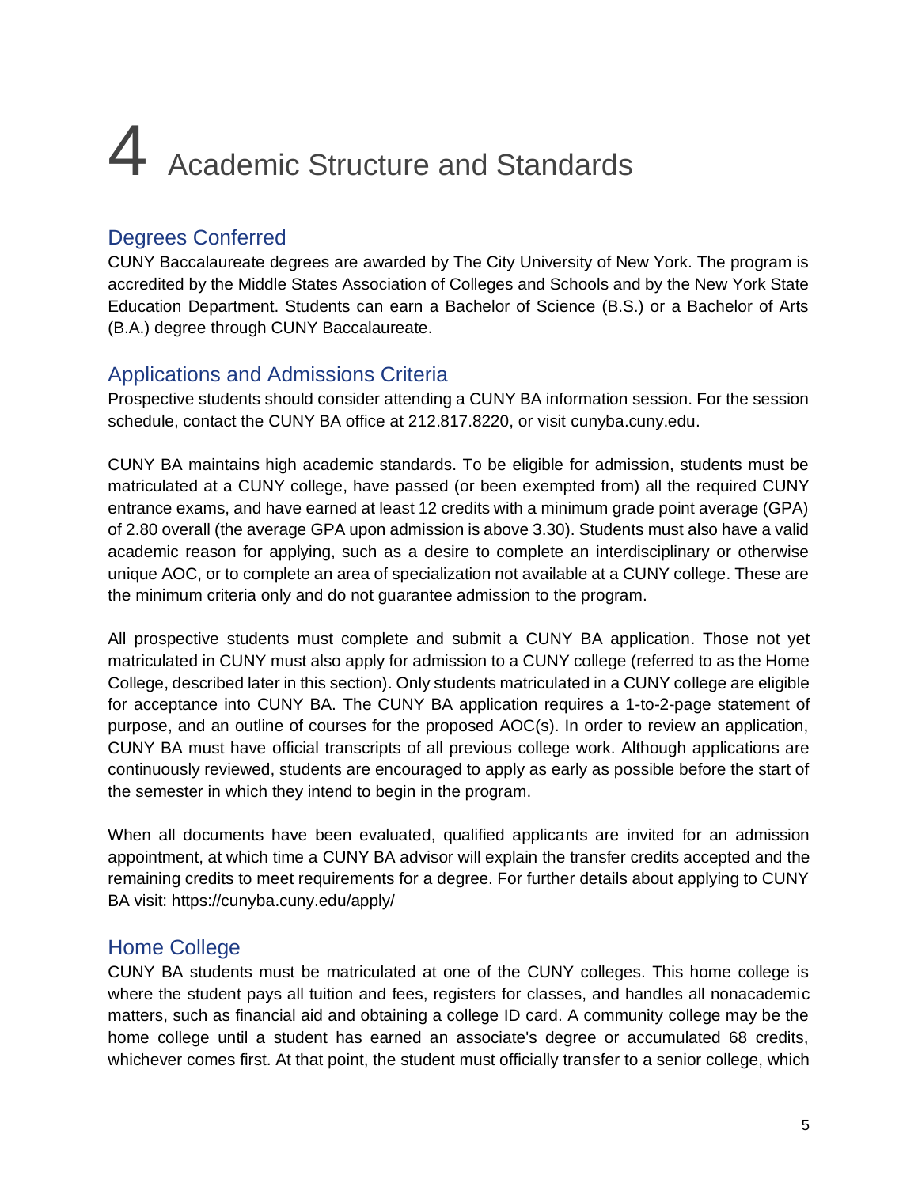# 4 Academic Structure and Standards

## Degrees Conferred

CUNY Baccalaureate degrees are awarded by The City University of New York. The program is accredited by the Middle States Association of Colleges and Schools and by the New York State Education Department. Students can earn a Bachelor of Science (B.S.) or a Bachelor of Arts (B.A.) degree through CUNY Baccalaureate.

## Applications and Admissions Criteria

Prospective students should consider attending a CUNY BA information session. For the session schedule, contact the CUNY BA office at 212.817.8220, or visit cunyba.cuny.edu.

CUNY BA maintains high academic standards. To be eligible for admission, students must be matriculated at a CUNY college, have passed (or been exempted from) all the required CUNY entrance exams, and have earned at least 12 credits with a minimum grade point average (GPA) of 2.80 overall (the average GPA upon admission is above 3.30). Students must also have a valid academic reason for applying, such as a desire to complete an interdisciplinary or otherwise unique AOC, or to complete an area of specialization not available at a CUNY college. These are the minimum criteria only and do not guarantee admission to the program.

All prospective students must complete and submit a CUNY BA application. Those not yet matriculated in CUNY must also apply for admission to a CUNY college (referred to as the Home College, described later in this section). Only students matriculated in a CUNY college are eligible for acceptance into CUNY BA. The CUNY BA application requires a 1-to-2-page statement of purpose, and an outline of courses for the proposed AOC(s). In order to review an application, CUNY BA must have official transcripts of all previous college work. Although applications are continuously reviewed, students are encouraged to apply as early as possible before the start of the semester in which they intend to begin in the program.

When all documents have been evaluated, qualified applicants are invited for an admission appointment, at which time a CUNY BA advisor will explain the transfer credits accepted and the remaining credits to meet requirements for a degree. For further details about applying to CUNY BA visit: https://cunyba.cuny.edu/apply/

## Home College

CUNY BA students must be matriculated at one of the CUNY colleges. This home college is where the student pays all tuition and fees, registers for classes, and handles all nonacademic matters, such as financial aid and obtaining a college ID card. A community college may be the home college until a student has earned an associate's degree or accumulated 68 credits, whichever comes first. At that point, the student must officially transfer to a senior college, which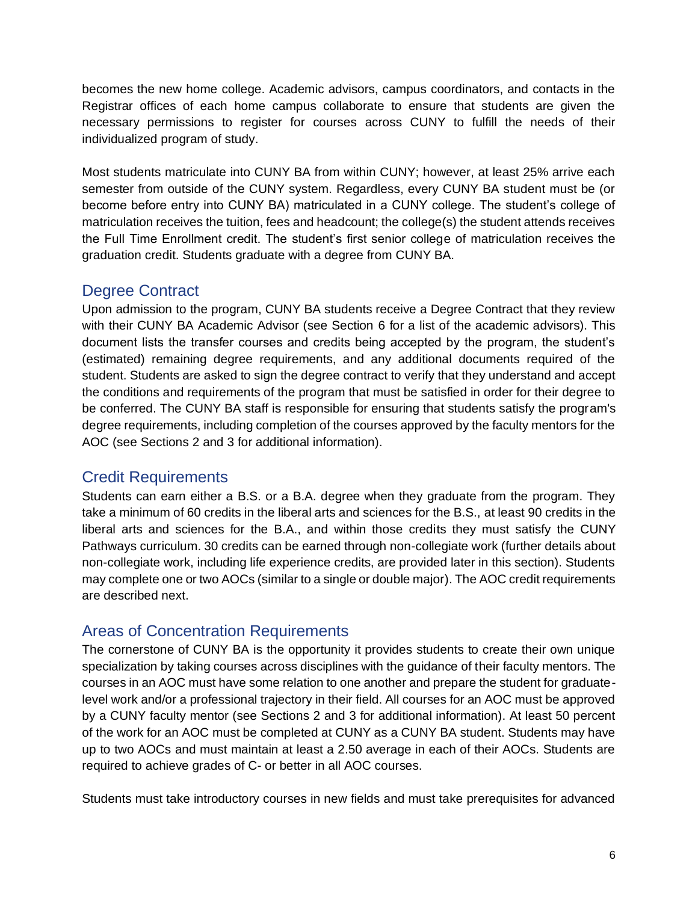becomes the new home college. Academic advisors, campus coordinators, and contacts in the Registrar offices of each home campus collaborate to ensure that students are given the necessary permissions to register for courses across CUNY to fulfill the needs of their individualized program of study.

Most students matriculate into CUNY BA from within CUNY; however, at least 25% arrive each semester from outside of the CUNY system. Regardless, every CUNY BA student must be (or become before entry into CUNY BA) matriculated in a CUNY college. The student's college of matriculation receives the tuition, fees and headcount; the college(s) the student attends receives the Full Time Enrollment credit. The student's first senior college of matriculation receives the graduation credit. Students graduate with a degree from CUNY BA.

## Degree Contract

Upon admission to the program, CUNY BA students receive a Degree Contract that they review with their CUNY BA Academic Advisor (see Section 6 for a list of the academic advisors). This document lists the transfer courses and credits being accepted by the program, the student's (estimated) remaining degree requirements, and any additional documents required of the student. Students are asked to sign the degree contract to verify that they understand and accept the conditions and requirements of the program that must be satisfied in order for their degree to be conferred. The CUNY BA staff is responsible for ensuring that students satisfy the program's degree requirements, including completion of the courses approved by the faculty mentors for the AOC (see Sections 2 and 3 for additional information).

## Credit Requirements

Students can earn either a B.S. or a B.A. degree when they graduate from the program. They take a minimum of 60 credits in the liberal arts and sciences for the B.S., at least 90 credits in the liberal arts and sciences for the B.A., and within those credits they must satisfy the CUNY Pathways curriculum. 30 credits can be earned through non-collegiate work (further details about non-collegiate work, including life experience credits, are provided later in this section). Students may complete one or two AOCs (similar to a single or double major). The AOC credit requirements are described next.

## Areas of Concentration Requirements

The cornerstone of CUNY BA is the opportunity it provides students to create their own unique specialization by taking courses across disciplines with the guidance of their faculty mentors. The courses in an AOC must have some relation to one another and prepare the student for graduate-level work and/or a professional trajectory in their field. All courses for an AOC must be approved by a CUNY faculty mentor (see Sections 2 and 3 for additional information). At least 50 percent of the work for an AOC must be completed at CUNY as a CUNY BA student. Students may have up to two AOCs and must maintain at least a 2.50 average in each of their AOCs. Students are required to achieve grades of C- or better in all AOC courses.

Students must take introductory courses in new fields and must take prerequisites for advanced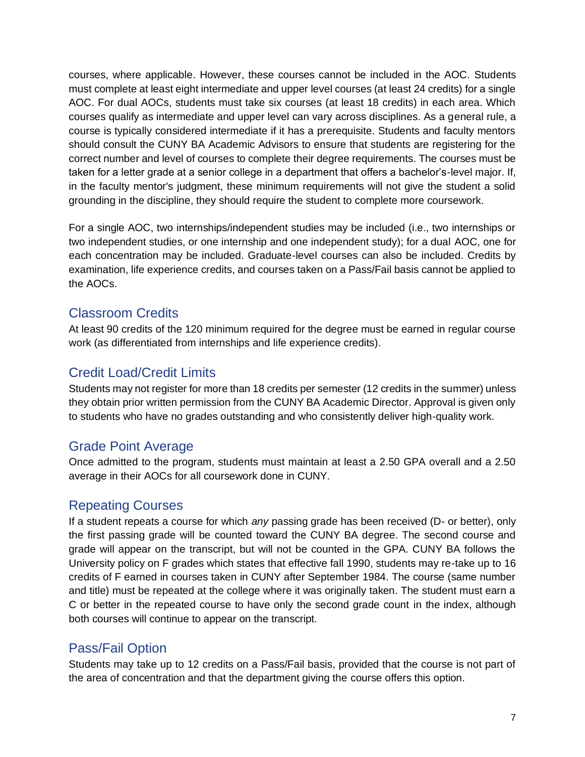courses, where applicable. However, these courses cannot be included in the AOC. Students must complete at least eight intermediate and upper level courses (at least 24 credits) for a single AOC. For dual AOCs, students must take six courses (at least 18 credits) in each area. Which courses qualify as intermediate and upper level can vary across disciplines. As a general rule, a course is typically considered intermediate if it has a prerequisite. Students and faculty mentors should consult the CUNY BA Academic Advisors to ensure that students are registering for the correct number and level of courses to complete their degree requirements. The courses must be taken for a letter grade at a senior college in a department that offers a bachelor's-level major. If, in the faculty mentor's judgment, these minimum requirements will not give the student a solid grounding in the discipline, they should require the student to complete more coursework.

For a single AOC, two internships/independent studies may be included (i.e., two internships or two independent studies, or one internship and one independent study); for a dual AOC, one for each concentration may be included. Graduate-level courses can also be included. Credits by examination, life experience credits, and courses taken on a Pass/Fail basis cannot be applied to the AOCs.

## Classroom Credits

At least 90 credits of the 120 minimum required for the degree must be earned in regular course work (as differentiated from internships and life experience credits).

## Credit Load/Credit Limits

Students may not register for more than 18 credits per semester (12 credits in the summer) unless they obtain prior written permission from the CUNY BA Academic Director. Approval is given only to students who have no grades outstanding and who consistently deliver high-quality work.

## Grade Point Average

Once admitted to the program, students must maintain at least a 2.50 GPA overall and a 2.50 average in their AOCs for all coursework done in CUNY.

## Repeating Courses

If a student repeats a course for which *any* passing grade has been received (D- or better), only the first passing grade will be counted toward the CUNY BA degree. The second course and grade will appear on the transcript, but will not be counted in the GPA. CUNY BA follows the University policy on F grades which states that effective fall 1990, students may re-take up to 16 credits of F earned in courses taken in CUNY after September 1984. The course (same number and title) must be repeated at the college where it was originally taken. The student must earn a C or better in the repeated course to have only the second grade count in the index, although both courses will continue to appear on the transcript.

## Pass/Fail Option

Students may take up to 12 credits on a Pass/Fail basis, provided that the course is not part of the area of concentration and that the department giving the course offers this option.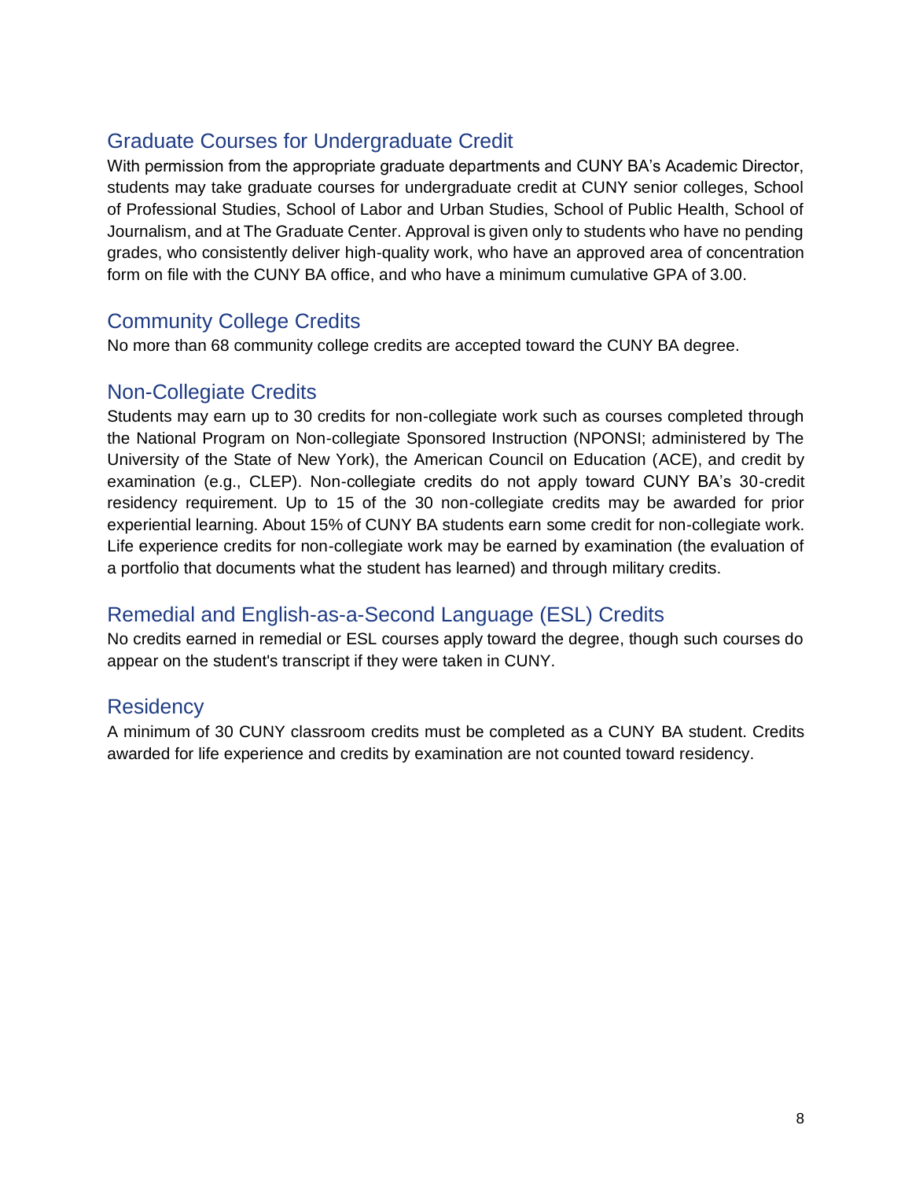## Graduate Courses for Undergraduate Credit

With permission from the appropriate graduate departments and CUNY BA's Academic Director, students may take graduate courses for undergraduate credit at CUNY senior colleges, School of Professional Studies, School of Labor and Urban Studies, School of Public Health, School of Journalism, and at The Graduate Center. Approval is given only to students who have no pending grades, who consistently deliver high-quality work, who have an approved area of concentration form on file with the CUNY BA office, and who have a minimum cumulative GPA of 3.00.

## Community College Credits

No more than 68 community college credits are accepted toward the CUNY BA degree.

## Non-Collegiate Credits

Students may earn up to 30 credits for non-collegiate work such as courses completed through the National Program on Non-collegiate Sponsored Instruction (NPONSI; administered by The University of the State of New York), the American Council on Education (ACE), and credit by examination (e.g., CLEP). Non-collegiate credits do not apply toward CUNY BA's 30-credit residency requirement. Up to 15 of the 30 non-collegiate credits may be awarded for prior experiential learning. About 15% of CUNY BA students earn some credit for non-collegiate work. Life experience credits for non-collegiate work may be earned by examination (the evaluation of a portfolio that documents what the student has learned) and through military credits.

## Remedial and English-as-a-Second Language (ESL) Credits

No credits earned in remedial or ESL courses apply toward the degree, though such courses do appear on the student's transcript if they were taken in CUNY.

## Residency

A minimum of 30 CUNY classroom credits must be completed as a CUNY BA student. Credits awarded for life experience and credits by examination are not counted toward residency.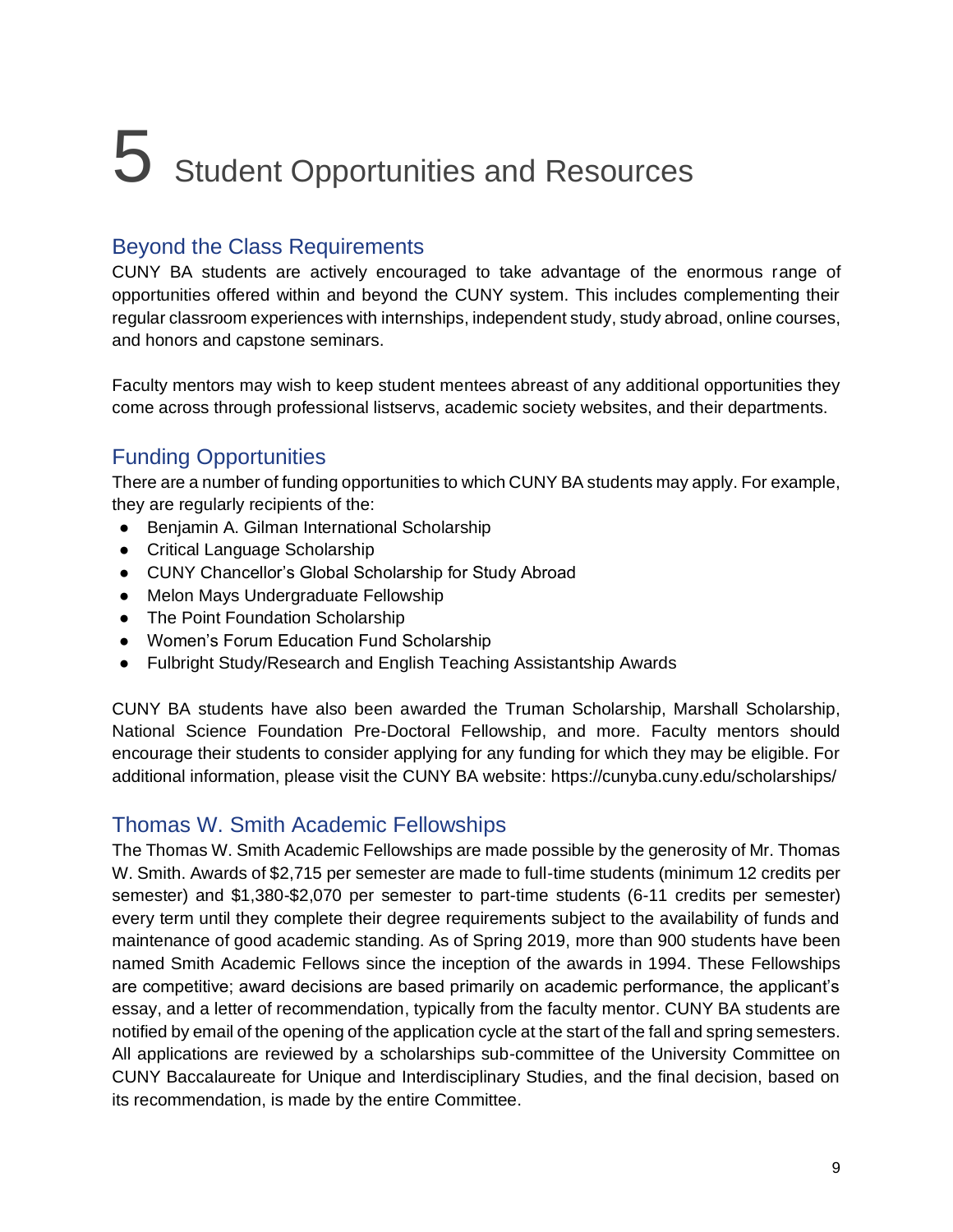# 5 Student Opportunities and Resources

## Beyond the Class Requirements

CUNY BA students are actively encouraged to take advantage of the enormous range of opportunities offered within and beyond the CUNY system. This includes complementing their regular classroom experiences with internships, independent study, study abroad, online courses, and honors and capstone seminars.

Faculty mentors may wish to keep student mentees abreast of any additional opportunities they come across through professional listservs, academic society websites, and their departments.

## Funding Opportunities

There are a number of funding opportunities to which CUNY BA students may apply. For example, they are regularly recipients of the:

- Benjamin A. Gilman International Scholarship
- Critical Language Scholarship
- CUNY Chancellor's Global Scholarship for Study Abroad
- Melon Mays Undergraduate Fellowship
- The Point Foundation Scholarship
- Women's Forum Education Fund Scholarship
- Fulbright Study/Research and English Teaching Assistantship Awards

CUNY BA students have also been awarded the Truman Scholarship, Marshall Scholarship, National Science Foundation Pre-Doctoral Fellowship, and more. Faculty mentors should encourage their students to consider applying for any funding for which they may be eligible. For additional information, please visit the CUNY BA website: https://cunyba.cuny.edu/scholarships/

## Thomas W. Smith Academic Fellowships

The Thomas W. Smith Academic Fellowships are made possible by the generosity of Mr. Thomas W. Smith. Awards of $2,715 per semester are made to full-time students (minimum 12 credits per semester) and $1,380-$2,070 per semester to part-time students (6-11 credits per semester) every term until they complete their degree requirements subject to the availability of funds and maintenance of good academic standing. As of Spring 2019, more than 900 students have been named Smith Academic Fellows since the inception of the awards in 1994. These Fellowships are competitive; award decisions are based primarily on academic performance, the applicant's essay, and a letter of recommendation, typically from the faculty mentor. CUNY BA students are notified by email of the opening of the application cycle at the start of the fall and spring semesters. All applications are reviewed by a scholarships sub-committee of the University Committee on CUNY Baccalaureate for Unique and Interdisciplinary Studies, and the final decision, based on its recommendation, is made by the entire Committee.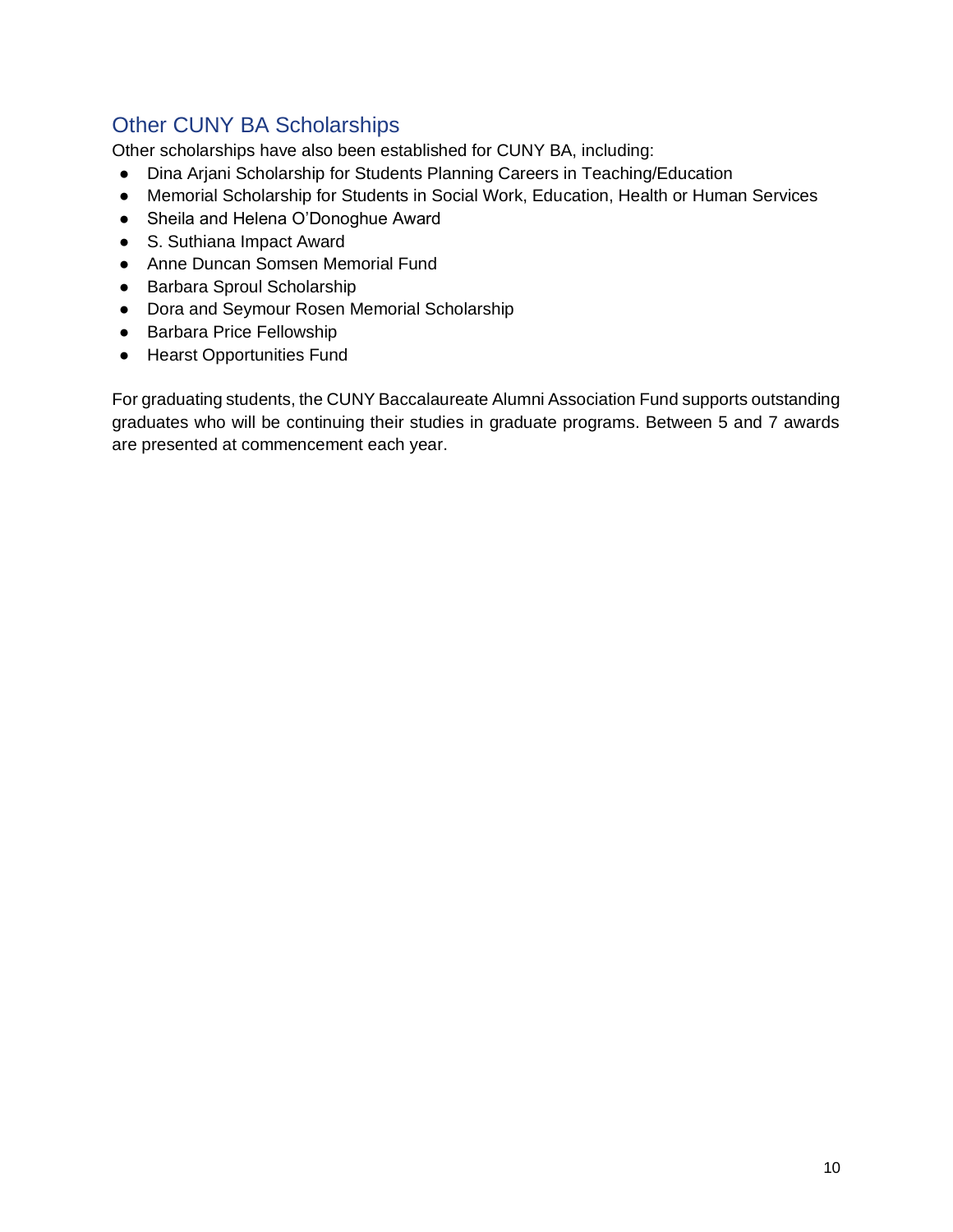## Other CUNY BA Scholarships

Other scholarships have also been established for CUNY BA, including:

- Dina Arjani Scholarship for Students Planning Careers in Teaching/Education
- Memorial Scholarship for Students in Social Work, Education, Health or Human Services
- Sheila and Helena O'Donoghue Award
- S. Suthiana Impact Award
- Anne Duncan Somsen Memorial Fund
- Barbara Sproul Scholarship
- Dora and Seymour Rosen Memorial Scholarship
- Barbara Price Fellowship
- Hearst Opportunities Fund

For graduating students, the CUNY Baccalaureate Alumni Association Fund supports outstanding graduates who will be continuing their studies in graduate programs. Between 5 and 7 awards are presented at commencement each year.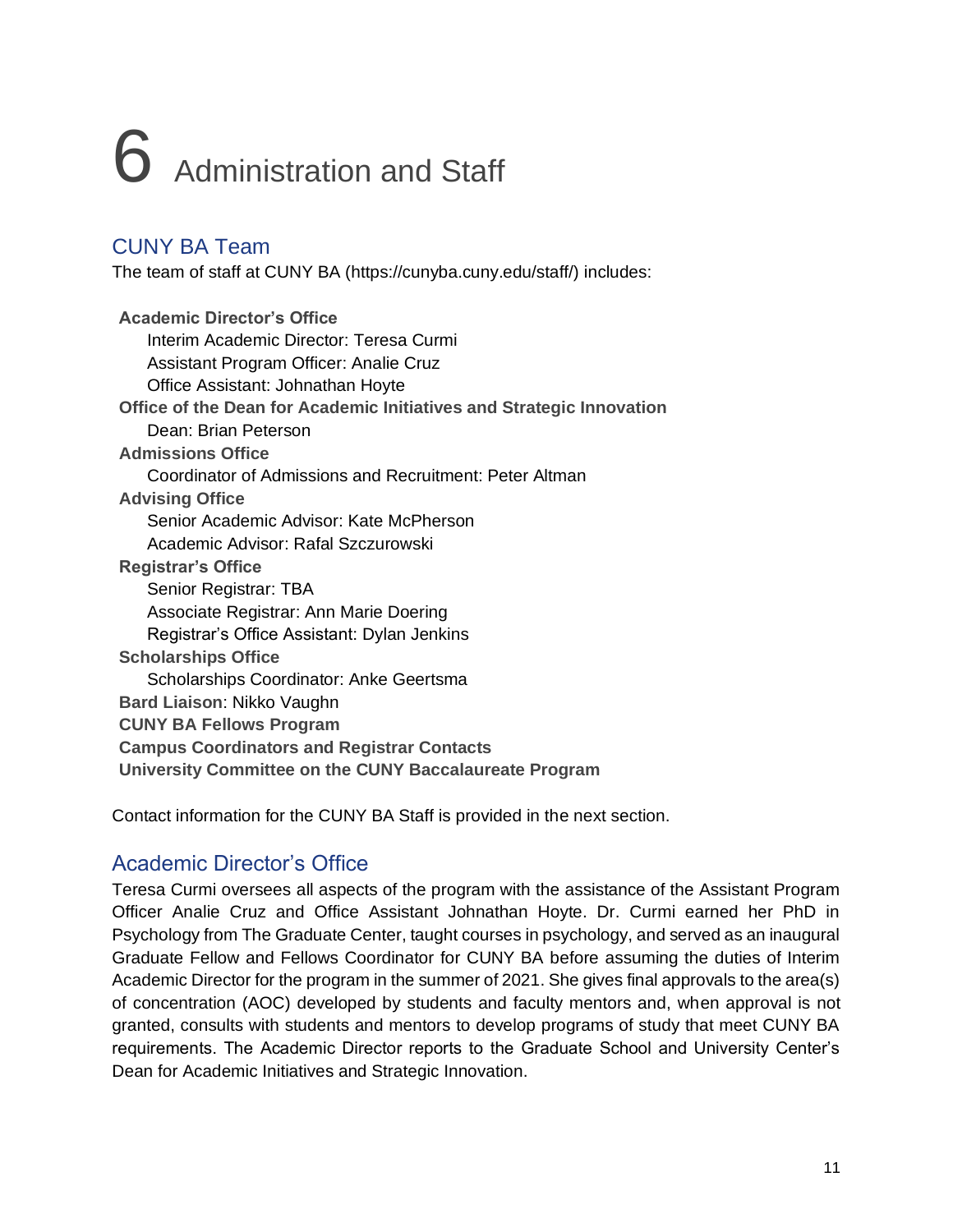# 6 Administration and Staff

## CUNY BA Team

The team of staff at CUNY BA (https://cunyba.cuny.edu/staff/) includes:

- **Academic Director's Office**
  - Interim Academic Director: Teresa Curmi
  - Assistant Program Officer: Analie Cruz
  - Office Assistant: Johnathan Hoyte
- **Office of the Dean for Academic Initiatives and Strategic Innovation**
  - Dean: Brian Peterson
- **Admissions Office**
  - Coordinator of Admissions and Recruitment: Peter Altman
- **Advising Office**
  - Senior Academic Advisor: Kate McPherson
  - Academic Advisor: Rafal Szczurowski
- **Registrar's Office**
  - Senior Registrar: TBA
  - Associate Registrar: Ann Marie Doering
  - Registrar's Office Assistant: Dylan Jenkins
- **Scholarships Office**
  - Scholarships Coordinator: Anke Geertsma
- **Bard Liaison**: Nikko Vaughn
- **CUNY BA Fellows Program**
- **Campus Coordinators and Registrar Contacts**
- **University Committee on the CUNY Baccalaureate Program**

Contact information for the CUNY BA Staff is provided in the next section.

## Academic Director's Office

Teresa Curmi oversees all aspects of the program with the assistance of the Assistant Program Officer Analie Cruz and Office Assistant Johnathan Hoyte. Dr. Curmi earned her PhD in Psychology from The Graduate Center, taught courses in psychology, and served as an inaugural Graduate Fellow and Fellows Coordinator for CUNY BA before assuming the duties of Interim Academic Director for the program in the summer of 2021. She gives final approvals to the area(s) of concentration (AOC) developed by students and faculty mentors and, when approval is not granted, consults with students and mentors to develop programs of study that meet CUNY BA requirements. The Academic Director reports to the Graduate School and University Center's Dean for Academic Initiatives and Strategic Innovation.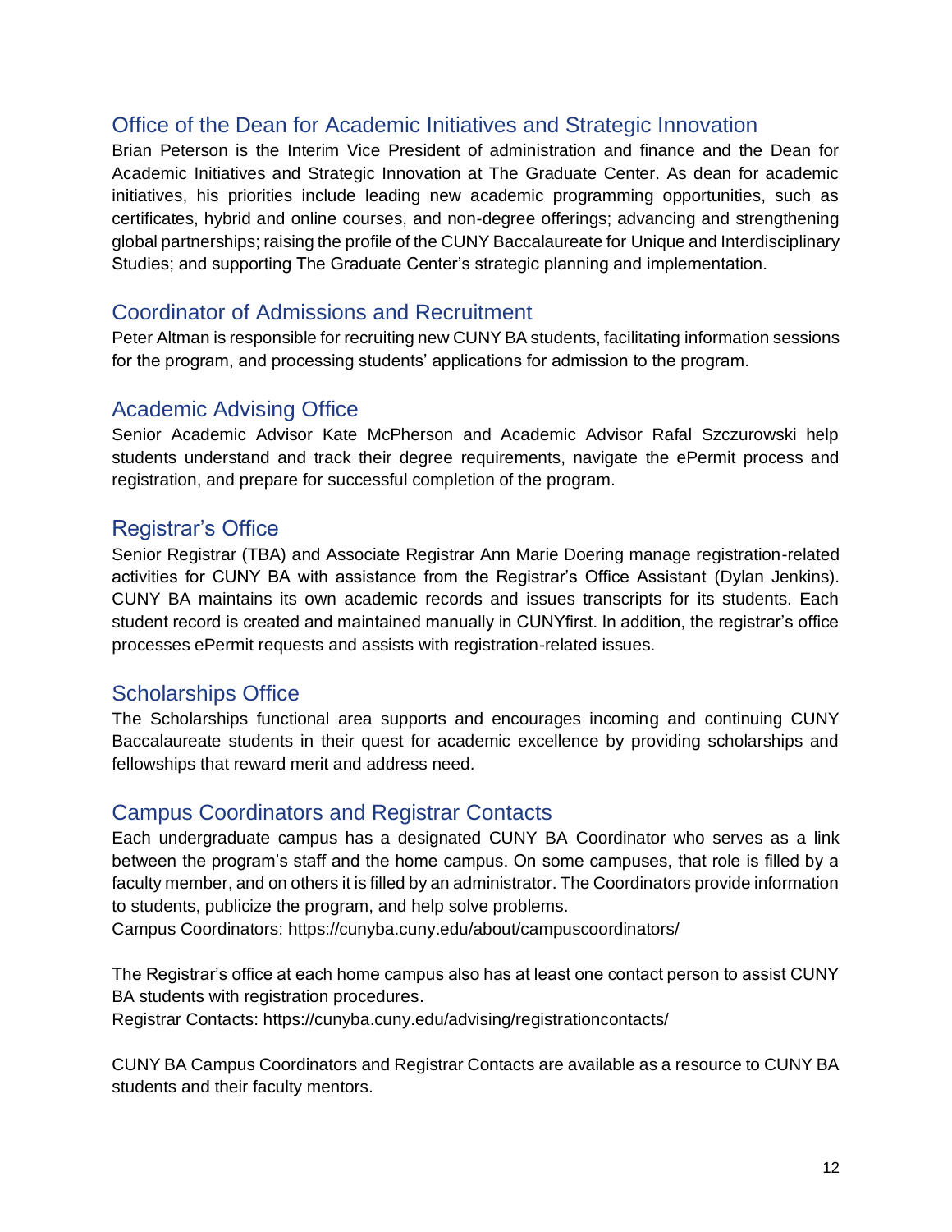## Office of the Dean for Academic Initiatives and Strategic Innovation

Brian Peterson is the Interim Vice President of administration and finance and the Dean for Academic Initiatives and Strategic Innovation at The Graduate Center. As dean for academic initiatives, his priorities include leading new academic programming opportunities, such as certificates, hybrid and online courses, and non-degree offerings; advancing and strengthening global partnerships; raising the profile of the CUNY Baccalaureate for Unique and Interdisciplinary Studies; and supporting The Graduate Center's strategic planning and implementation.

## Coordinator of Admissions and Recruitment

Peter Altman is responsible for recruiting new CUNY BA students, facilitating information sessions for the program, and processing students' applications for admission to the program.

## Academic Advising Office

Senior Academic Advisor Kate McPherson and Academic Advisor Rafal Szczurowski help students understand and track their degree requirements, navigate the ePermit process and registration, and prepare for successful completion of the program.

## Registrar's Office

Senior Registrar (TBA) and Associate Registrar Ann Marie Doering manage registration-related activities for CUNY BA with assistance from the Registrar's Office Assistant (Dylan Jenkins). CUNY BA maintains its own academic records and issues transcripts for its students. Each student record is created and maintained manually in CUNYfirst. In addition, the registrar's office processes ePermit requests and assists with registration-related issues.

## Scholarships Office

The Scholarships functional area supports and encourages incoming and continuing CUNY Baccalaureate students in their quest for academic excellence by providing scholarships and fellowships that reward merit and address need.

## Campus Coordinators and Registrar Contacts

Each undergraduate campus has a designated CUNY BA Coordinator who serves as a link between the program's staff and the home campus. On some campuses, that role is filled by a faculty member, and on others it is filled by an administrator. The Coordinators provide information to students, publicize the program, and help solve problems.
Campus Coordinators: https://cunyba.cuny.edu/about/campuscoordinators/

The Registrar's office at each home campus also has at least one contact person to assist CUNY BA students with registration procedures.
Registrar Contacts: https://cunyba.cuny.edu/advising/registrationcontacts/

CUNY BA Campus Coordinators and Registrar Contacts are available as a resource to CUNY BA students and their faculty mentors.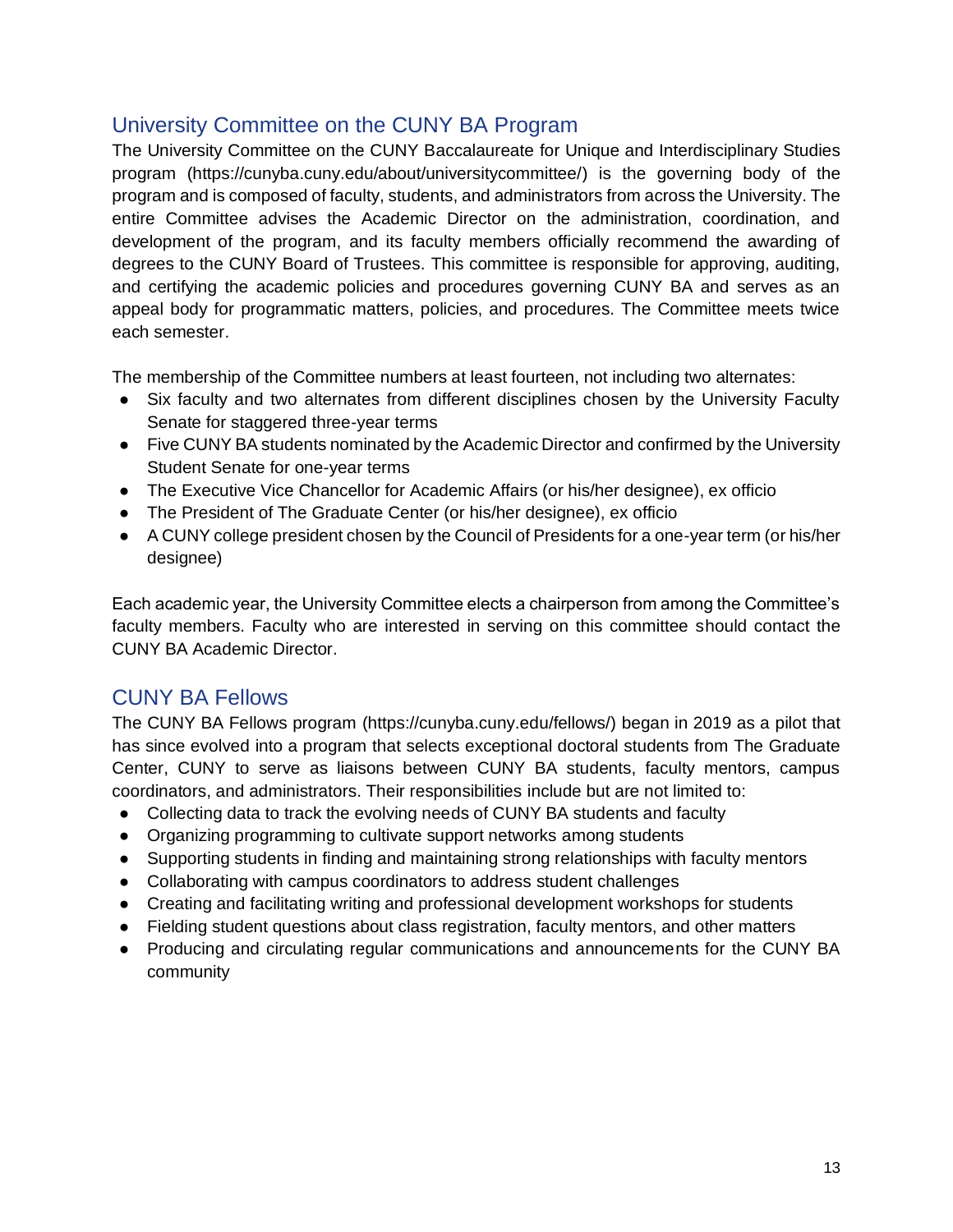## University Committee on the CUNY BA Program

The University Committee on the CUNY Baccalaureate for Unique and Interdisciplinary Studies program (https://cunyba.cuny.edu/about/universitycommittee/) is the governing body of the program and is composed of faculty, students, and administrators from across the University. The entire Committee advises the Academic Director on the administration, coordination, and development of the program, and its faculty members officially recommend the awarding of degrees to the CUNY Board of Trustees. This committee is responsible for approving, auditing, and certifying the academic policies and procedures governing CUNY BA and serves as an appeal body for programmatic matters, policies, and procedures. The Committee meets twice each semester.

The membership of the Committee numbers at least fourteen, not including two alternates:

- Six faculty and two alternates from different disciplines chosen by the University Faculty Senate for staggered three-year terms
- Five CUNY BA students nominated by the Academic Director and confirmed by the University Student Senate for one-year terms
- The Executive Vice Chancellor for Academic Affairs (or his/her designee), ex officio
- The President of The Graduate Center (or his/her designee), ex officio
- A CUNY college president chosen by the Council of Presidents for a one-year term (or his/her designee)

Each academic year, the University Committee elects a chairperson from among the Committee's faculty members. Faculty who are interested in serving on this committee should contact the CUNY BA Academic Director.

## CUNY BA Fellows

The CUNY BA Fellows program (https://cunyba.cuny.edu/fellows/) began in 2019 as a pilot that has since evolved into a program that selects exceptional doctoral students from The Graduate Center, CUNY to serve as liaisons between CUNY BA students, faculty mentors, campus coordinators, and administrators. Their responsibilities include but are not limited to:

- Collecting data to track the evolving needs of CUNY BA students and faculty
- Organizing programming to cultivate support networks among students
- Supporting students in finding and maintaining strong relationships with faculty mentors
- Collaborating with campus coordinators to address student challenges
- Creating and facilitating writing and professional development workshops for students
- Fielding student questions about class registration, faculty mentors, and other matters
- Producing and circulating regular communications and announcements for the CUNY BA community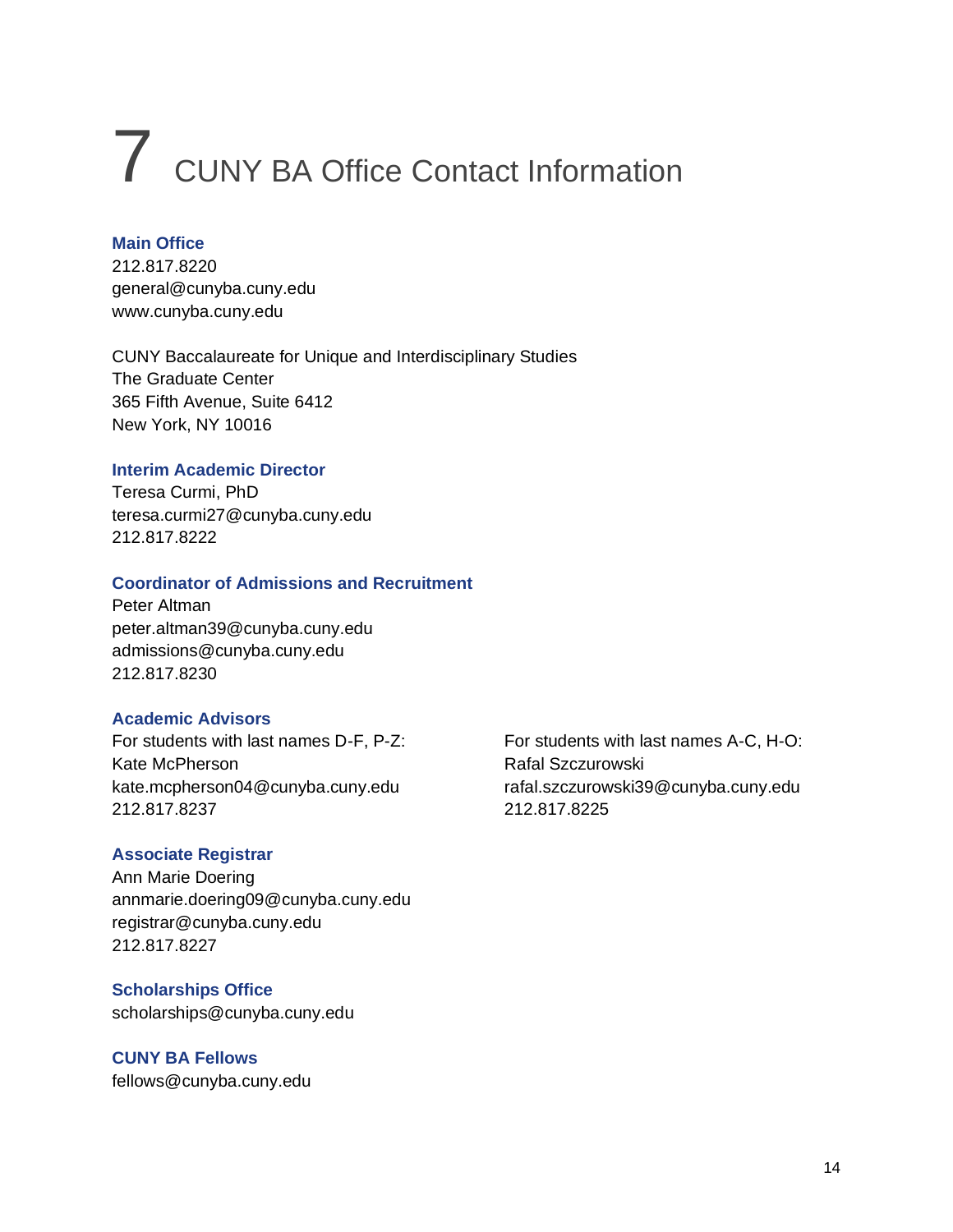# 7 CUNY BA Office Contact Information

### Main Office

212.817.8220
general@cunyba.cuny.edu
www.cunyba.cuny.edu

CUNY Baccalaureate for Unique and Interdisciplinary Studies
The Graduate Center
365 Fifth Avenue, Suite 6412
New York, NY 10016

### Interim Academic Director

Teresa Curmi, PhD
teresa.curmi27@cunyba.cuny.edu
212.817.8222

### Coordinator of Admissions and Recruitment

Peter Altman
peter.altman39@cunyba.cuny.edu
admissions@cunyba.cuny.edu
212.817.8230

### Academic Advisors

For students with last names D-F, P-Z:
Kate McPherson
kate.mcpherson04@cunyba.cuny.edu
212.817.8237

For students with last names A-C, H-O:
Rafal Szczurowski
rafal.szczurowski39@cunyba.cuny.edu
212.817.8225

### Associate Registrar

Ann Marie Doering
annmarie.doering09@cunyba.cuny.edu
registrar@cunyba.cuny.edu
212.817.8227

### Scholarships Office

scholarships@cunyba.cuny.edu

### CUNY BA Fellows

fellows@cunyba.cuny.edu